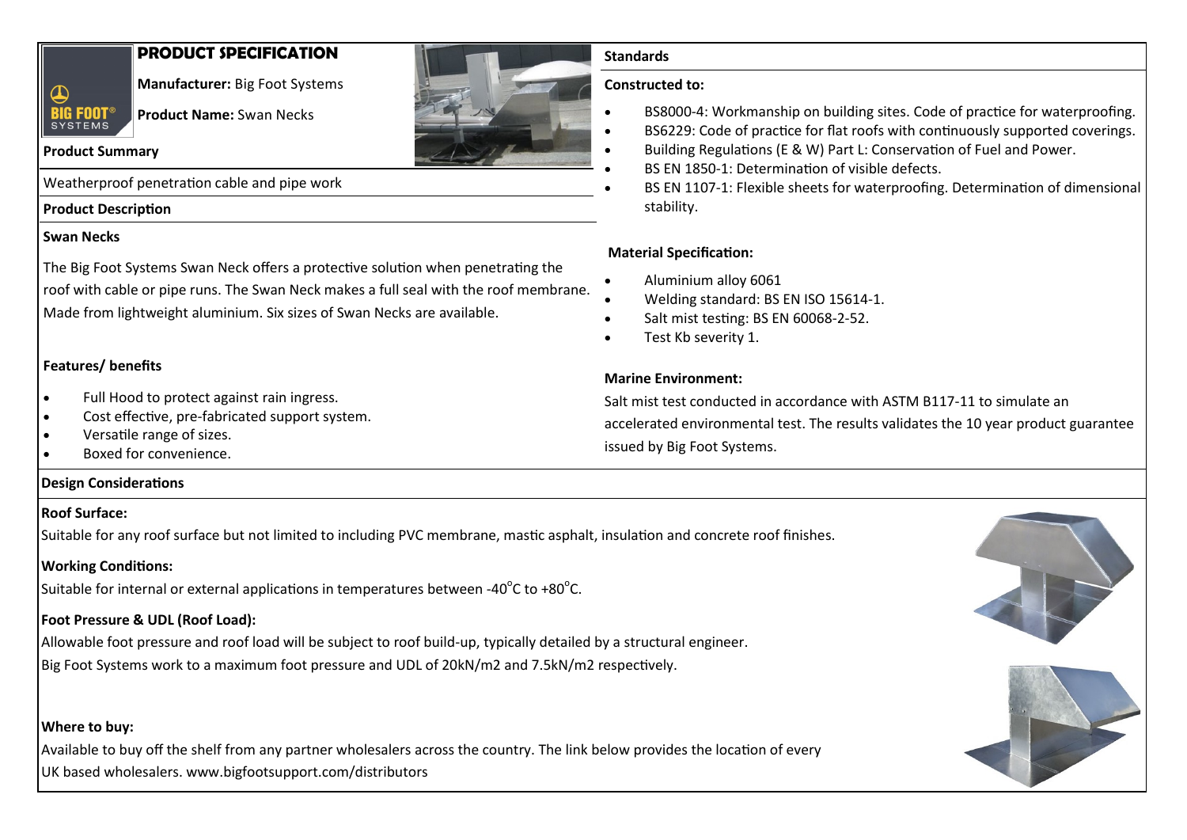# PRODUCT SPECIFICATION

**Manufacturer:** Big Foot Systems

**Product Name:** Swan Necks

## Product Summary

Weatherproof penetration cable and pipe work

## Product Description

### Swan Necks

The Big Foot Systems Swan Neck offers a protective solution when penetrating the roof with cable or pipe runs. The Swan Neck makes a full seal with the roof membrane. Made from lightweight aluminium. Six sizes of Swan Necks are available.

### Features/ benefits

- Full Hood to protect against rain ingress.
- Cost effective, pre-fabricated support system.
- Versatile range of sizes.
- Boxed for convenience.

## Standards

### Constructed to:

- BS8000-4: Workmanship on building sites. Code of practice for waterproofing.
- BS6229: Code of practice for flat roofs with continuously supported coverings.
- Building Regulations (E & W) Part L: Conservation of Fuel and Power.
- BS EN 1850-1: Determination of visible defects.
- BS EN 1107-1: Flexible sheets for waterproofing. Determination of dimensional stability.

### Material Specification:

- Aluminium alloy 6061
- Welding standard: BS EN ISO 15614-1.
- Salt mist testing: BS EN 60068-2-52.
- Test Kb severity 1.

### Marine Environment:

Salt mist test conducted in accordance with ASTM B117-11 to simulate an accelerated environmental test. The results validates the 10 year product guarantee issued by Big Foot Systems.

## Design Considerations

### Roof Surface:

Suitable for any roof surface but not limited to including PVC membrane, mastic asphalt, insulation and concrete roof finishes.

### Working Conditions:

Suitable for internal or external applications in temperatures between -40°C to +80°C.

### Foot Pressure & UDL (Roof Load):

Allowable foot pressure and roof load will be subject to roof build-up, typically detailed by a structural engineer.

Big Foot Systems work to a maximum foot pressure and UDL of 20kN/m2 and 7.5kN/m2 respectively.

### Where to buy:

Available to buy off the shelf from any partner wholesalers across the country. The link below provides the location of every UK based wholesalers. www.bigfootsupport.com/distributors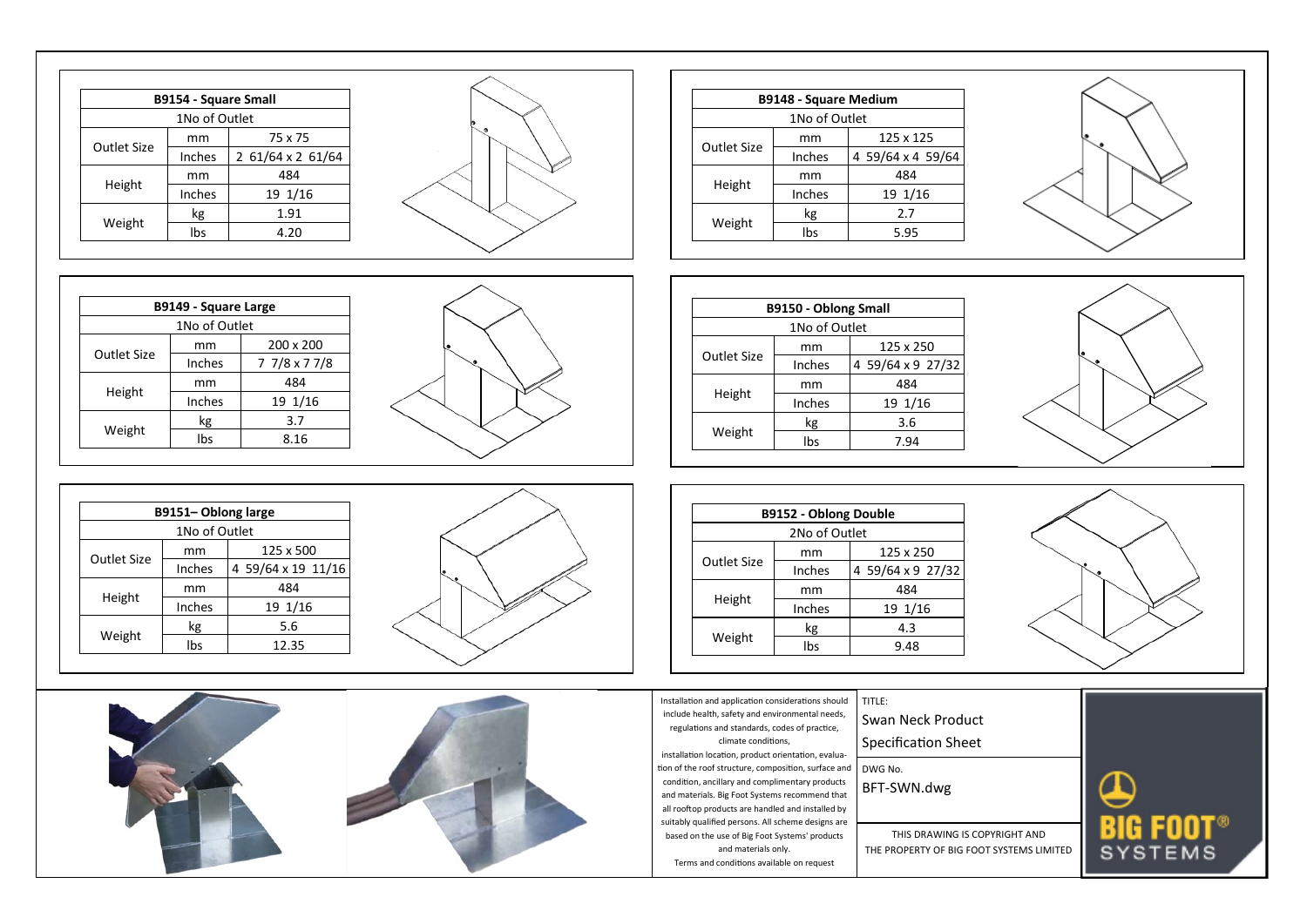| B9154 - Square Small | | |
|---|---|---|
| 1No of Outlet | | |
| Outlet Size | mm | 75 x 75 |
| | Inches | 2 61/64 x 2 61/64 |
| Height | mm | 484 |
| | Inches | 19 1/16 |
| Weight | kg | 1.91 |
| | lbs | 4.20 |

| B9148 - Square Medium | | |
|---|---|---|
| 1No of Outlet | | |
| Outlet Size | mm | 125 x 125 |
| | Inches | 4 59/64 x 4 59/64 |
| Height | mm | 484 |
| | Inches | 19 1/16 |
| Weight | kg | 2.7 |
| | lbs | 5.95 |

| B9149 - Square Large | | |
|---|---|---|
| 1No of Outlet | | |
| Outlet Size | mm | 200 x 200 |
| | Inches | 7 7/8 x 7 7/8 |
| Height | mm | 484 |
| | Inches | 19 1/16 |
| Weight | kg | 3.7 |
| | lbs | 8.16 |

| B9150 - Oblong Small | | |
|---|---|---|
| 1No of Outlet | | |
| Outlet Size | mm | 125 x 250 |
| | Inches | 4 59/64 x 9 27/32 |
| Height | mm | 484 |
| | Inches | 19 1/16 |
| Weight | kg | 3.6 |
| | lbs | 7.94 |

| B9151– Oblong large | | |
|---|---|---|
| 1No of Outlet | | |
| Outlet Size | mm | 125 x 500 |
| | Inches | 4 59/64 x 19 11/16 |
| Height | mm | 484 |
| | Inches | 19 1/16 |
| Weight | kg | 5.6 |
| | lbs | 12.35 |

| B9152 - Oblong Double | | |
|---|---|---|
| 2No of Outlet | | |
| Outlet Size | mm | 125 x 250 |
| | Inches | 4 59/64 x 9 27/32 |
| Height | mm | 484 |
| | Inches | 19 1/16 |
| Weight | kg | 4.3 |
| | lbs | 9.48 |

Installation and application considerations should include health, safety and environmental needs, regulations and standards, codes of practice, climate conditions, installation location, product orientation, evaluation of the roof structure, composition, surface and condition, ancillary and complimentary products and materials. Big Foot Systems recommend that all rooftop products are handled and installed by suitably qualified persons. All scheme designs are based on the use of Big Foot Systems' products and materials only.
Terms and conditions available on request

TITLE:
Swan Neck Product Specification Sheet

DWG No.
BFT-SWN.dwg

THIS DRAWING IS COPYRIGHT AND THE PROPERTY OF BIG FOOT SYSTEMS LIMITED

BIG FOOT® SYSTEMS